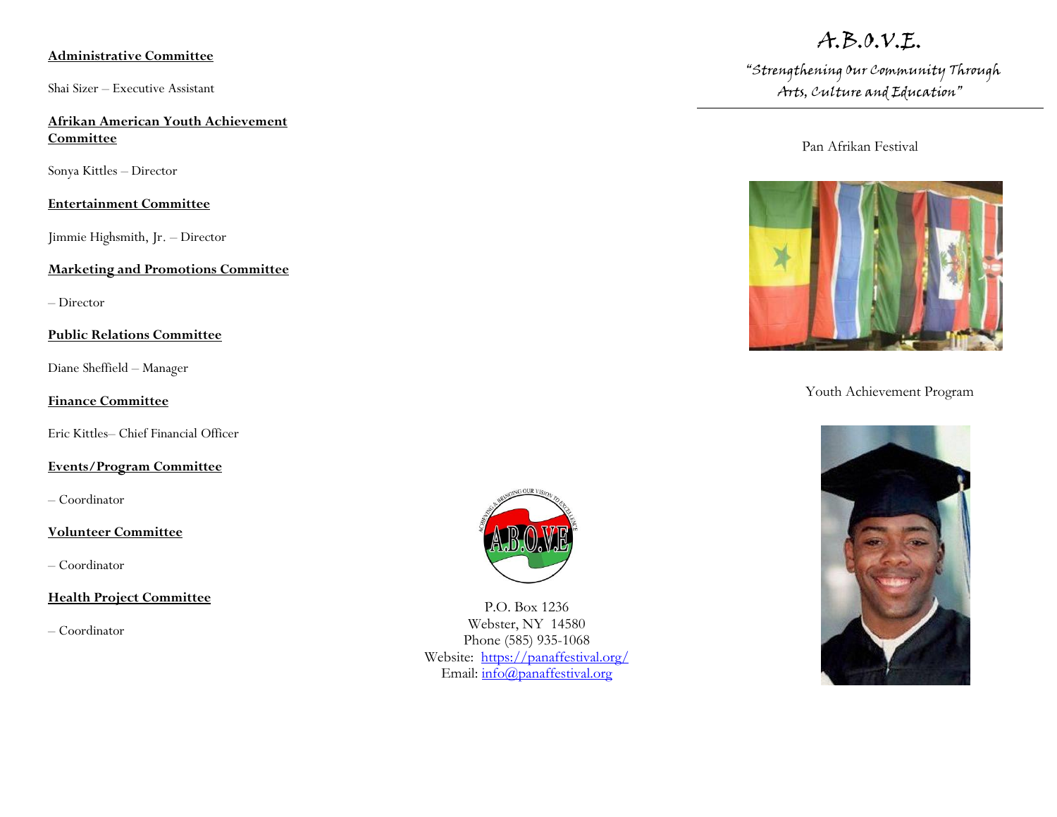**Administrative Committee**

Shai Sizer – Executive Assistant

**Afrikan American Youth Achievement Committee**

Sonya Kittles – Director

**Entertainment Committee**

Jimmie Highsmith, Jr. – Director

**Marketing and Promotions Committee**

– Director

**Public Relations Committee**

Diane Sheffield – Manager

**Finance Committee**

Eric Kittles– Chief Financial Officer

**Events/Program Committee**

– Coordinator

**Volunteer Committee**

– Coordinator

**Health Project Committee**

– Coordinator

P.O. Box 1236
Webster, NY 14580
Phone (585) 935-1068
Website: https://panaffestival.org/
Email: info@panaffestival.org

# A.B.O.V.E.

*"Strengthening Our Community Through Arts, Culture and Education"*

---

Pan Afrikan Festival

Youth Achievement Program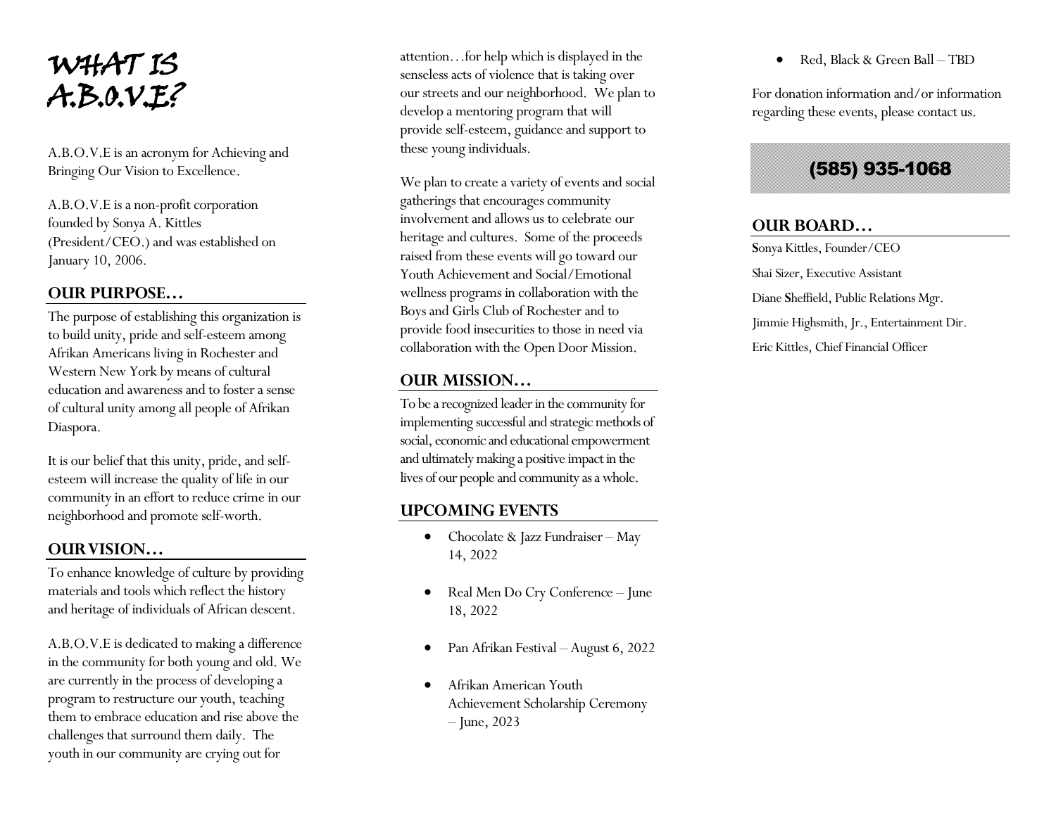# WHAT IS A.B.O.V.E?

A.B.O.V.E is an acronym for Achieving and Bringing Our Vision to Excellence.

A.B.O.V.E is a non-profit corporation founded by Sonya A. Kittles (President/CEO.) and was established on January 10, 2006.

## OUR PURPOSE…

The purpose of establishing this organization is to build unity, pride and self-esteem among Afrikan Americans living in Rochester and Western New York by means of cultural education and awareness and to foster a sense of cultural unity among all people of Afrikan Diaspora.

It is our belief that this unity, pride, and self-esteem will increase the quality of life in our community in an effort to reduce crime in our neighborhood and promote self-worth.

## OUR VISION…

To enhance knowledge of culture by providing materials and tools which reflect the history and heritage of individuals of African descent.

A.B.O.V.E is dedicated to making a difference in the community for both young and old. We are currently in the process of developing a program to restructure our youth, teaching them to embrace education and rise above the challenges that surround them daily. The youth in our community are crying out for attention…for help which is displayed in the senseless acts of violence that is taking over our streets and our neighborhood. We plan to develop a mentoring program that will provide self-esteem, guidance and support to these young individuals.

We plan to create a variety of events and social gatherings that encourages community involvement and allows us to celebrate our heritage and cultures. Some of the proceeds raised from these events will go toward our Youth Achievement and Social/Emotional wellness programs in collaboration with the Boys and Girls Club of Rochester and to provide food insecurities to those in need via collaboration with the Open Door Mission.

## OUR MISSION…

To be a recognized leader in the community for implementing successful and strategic methods of social, economic and educational empowerment and ultimately making a positive impact in the lives of our people and community as a whole.

## UPCOMING EVENTS

- Chocolate & Jazz Fundraiser – May 14, 2022
- Real Men Do Cry Conference – June 18, 2022
- Pan Afrikan Festival – August 6, 2022
- Afrikan American Youth Achievement Scholarship Ceremony – June, 2023
- Red, Black & Green Ball – TBD

For donation information and/or information regarding these events, please contact us.

**(585) 935-1068**

## OUR BOARD…

Sonya Kittles, Founder/CEO

Shai Sizer, Executive Assistant

Diane Sheffield, Public Relations Mgr.

Jimmie Highsmith, Jr., Entertainment Dir.

Eric Kittles, Chief Financial Officer